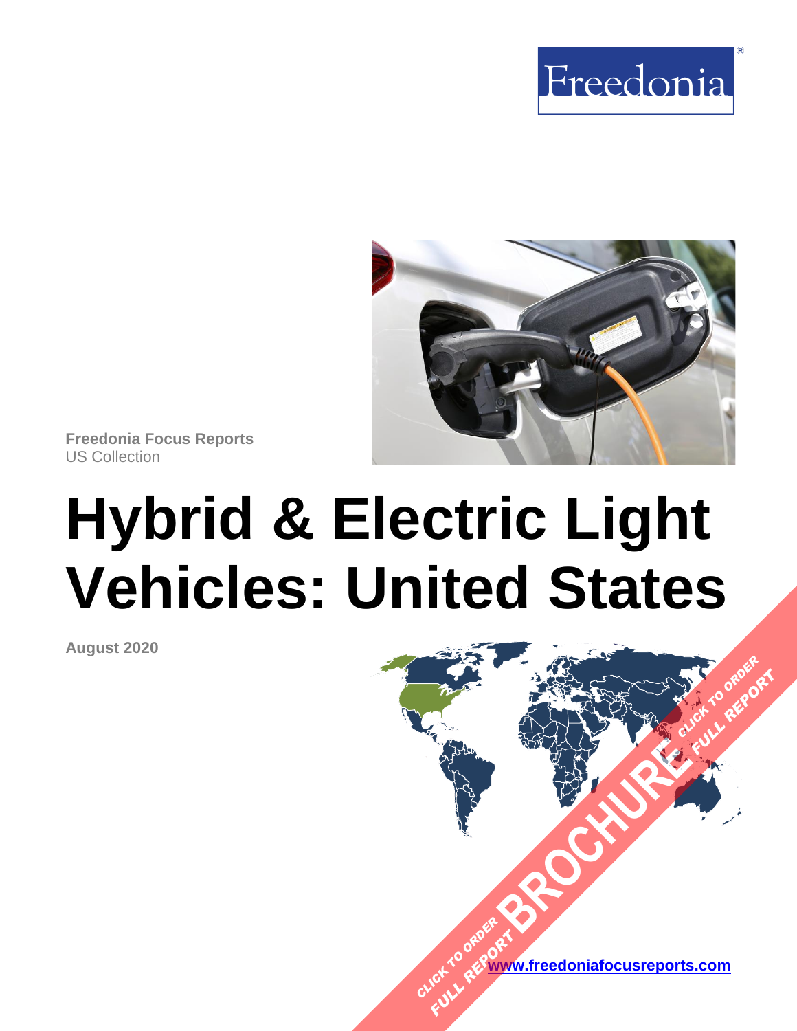Freedonia

Freedonia Focus Reports
US Collection

# Hybrid & Electric Light Vehicles: United States

August 2020

CLICK TO ORDER FULL REPORT BROCHURE CLICK TO ORDER FULL REPORT

www.freedoniafocusreports.com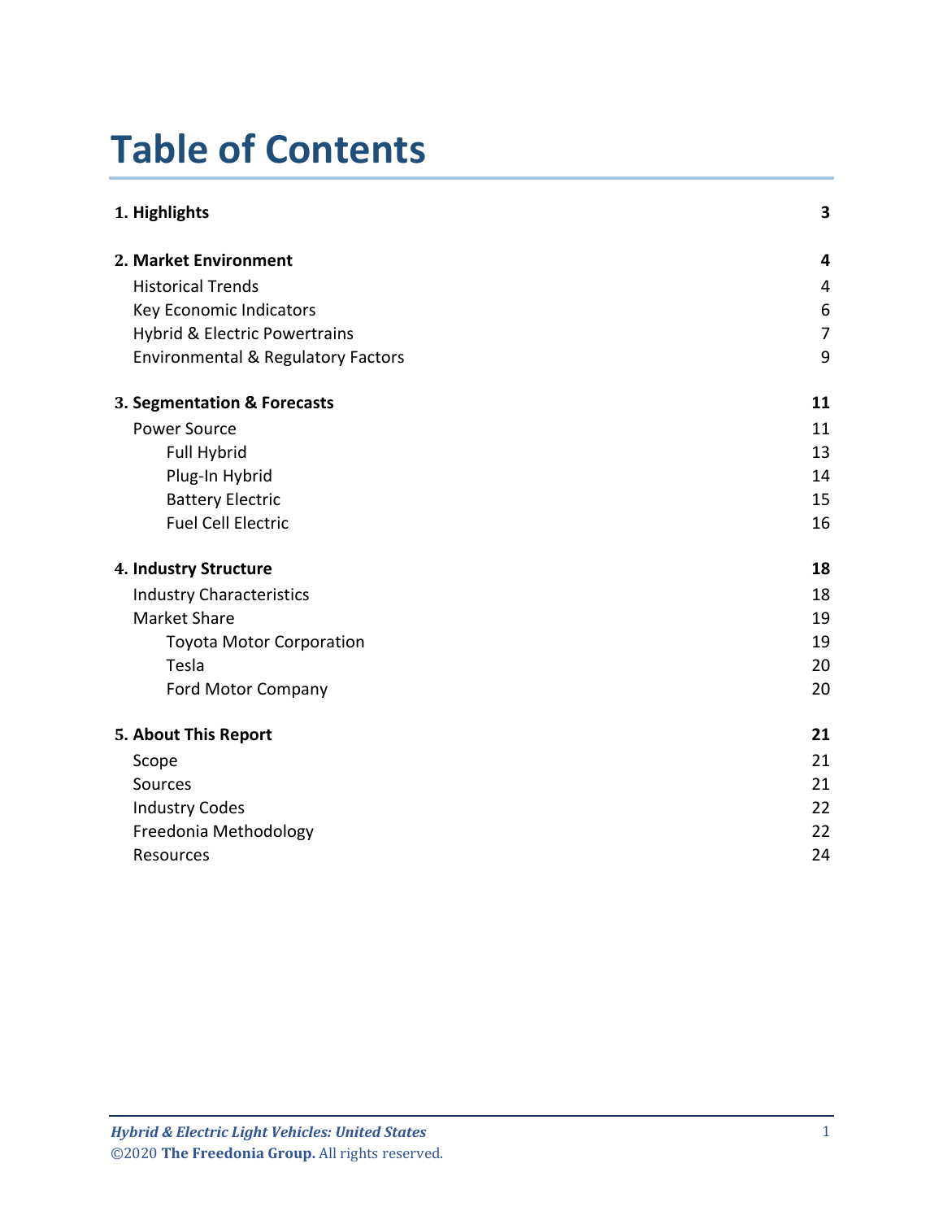# Table of Contents

| | |
|---|---|
| **1. Highlights** | **3** |
| **2. Market Environment** | **4** |
| Historical Trends | 4 |
| Key Economic Indicators | 6 |
| Hybrid & Electric Powertrains | 7 |
| Environmental & Regulatory Factors | 9 |
| **3. Segmentation & Forecasts** | **11** |
| Power Source | 11 |
| Full Hybrid | 13 |
| Plug-In Hybrid | 14 |
| Battery Electric | 15 |
| Fuel Cell Electric | 16 |
| **4. Industry Structure** | **18** |
| Industry Characteristics | 18 |
| Market Share | 19 |
| Toyota Motor Corporation | 19 |
| Tesla | 20 |
| Ford Motor Company | 20 |
| **5. About This Report** | **21** |
| Scope | 21 |
| Sources | 21 |
| Industry Codes | 22 |
| Freedonia Methodology | 22 |
| Resources | 24 |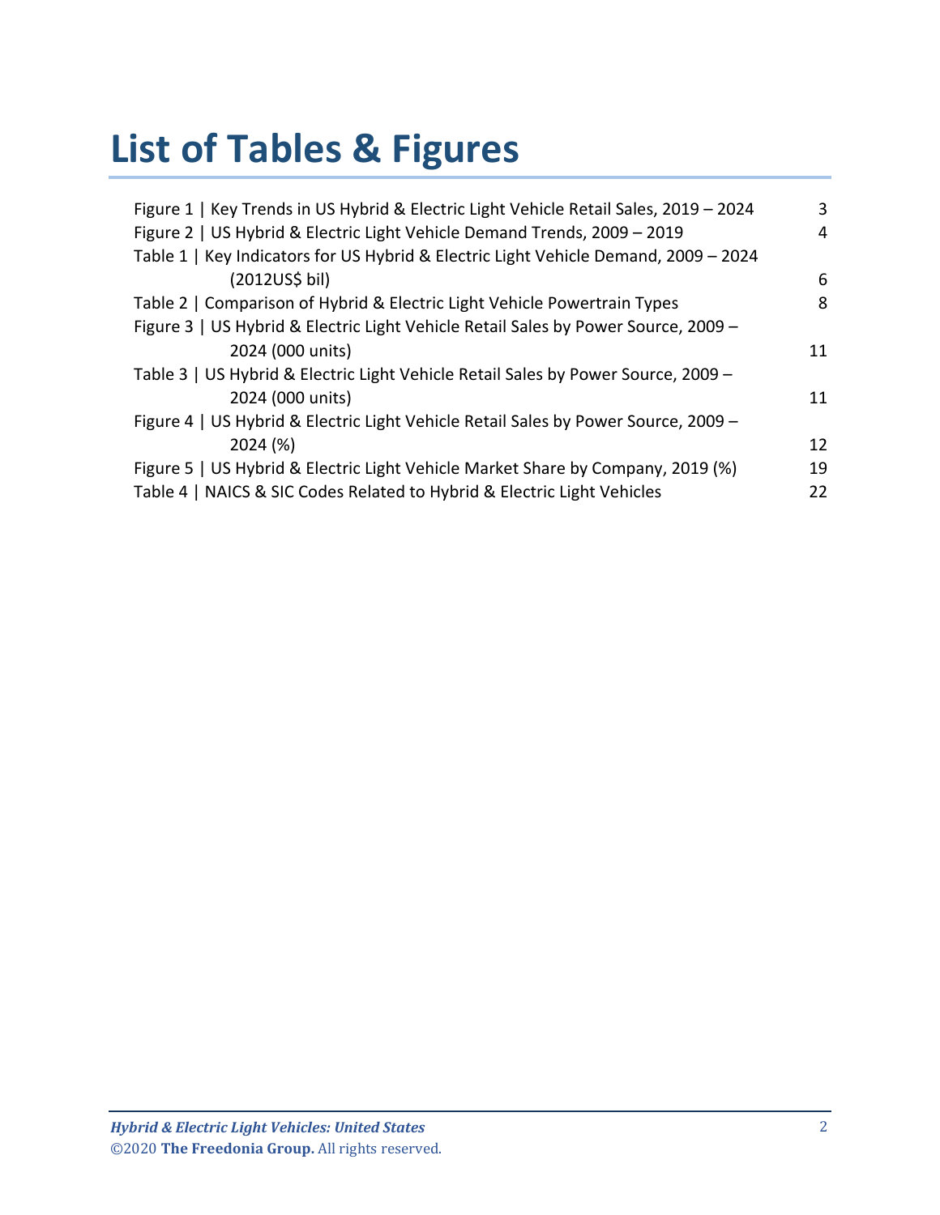# List of Tables & Figures

Figure 1 | Key Trends in US Hybrid & Electric Light Vehicle Retail Sales, 2019 – 2024 3
Figure 2 | US Hybrid & Electric Light Vehicle Demand Trends, 2009 – 2019 4
Table 1 | Key Indicators for US Hybrid & Electric Light Vehicle Demand, 2009 – 2024 (2012US$ bil) 6
Table 2 | Comparison of Hybrid & Electric Light Vehicle Powertrain Types 8
Figure 3 | US Hybrid & Electric Light Vehicle Retail Sales by Power Source, 2009 – 2024 (000 units) 11
Table 3 | US Hybrid & Electric Light Vehicle Retail Sales by Power Source, 2009 – 2024 (000 units) 11
Figure 4 | US Hybrid & Electric Light Vehicle Retail Sales by Power Source, 2009 – 2024 (%) 12
Figure 5 | US Hybrid & Electric Light Vehicle Market Share by Company, 2019 (%) 19
Table 4 | NAICS & SIC Codes Related to Hybrid & Electric Light Vehicles 22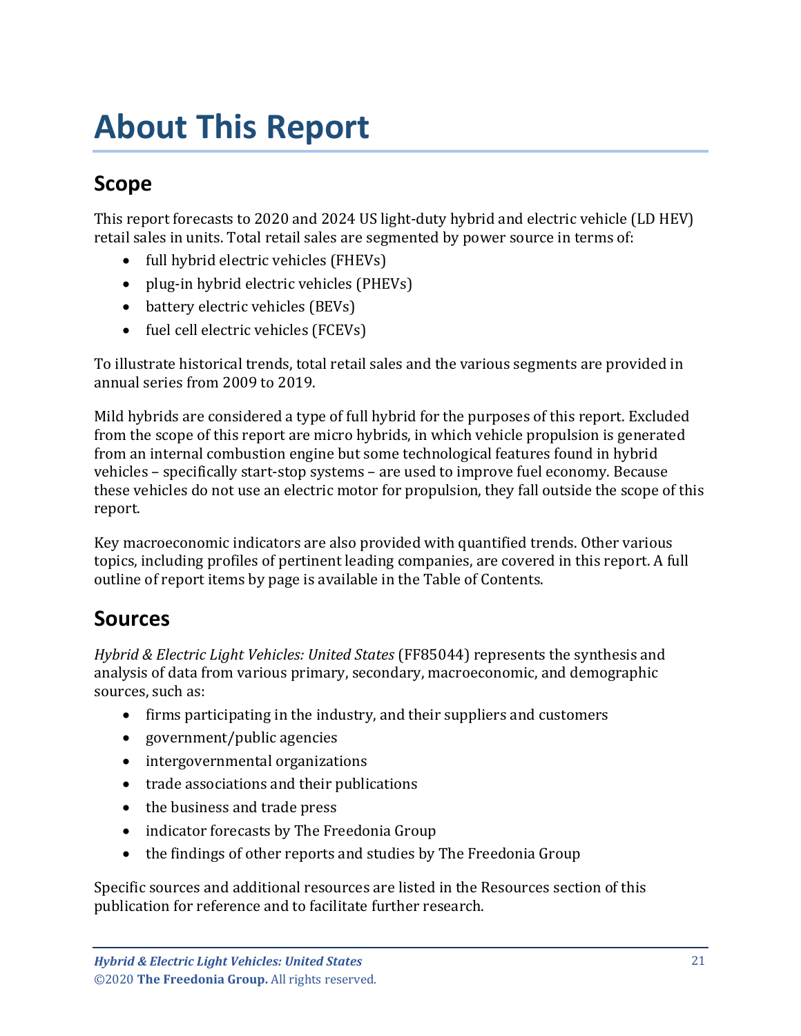# About This Report

## Scope

This report forecasts to 2020 and 2024 US light-duty hybrid and electric vehicle (LD HEV) retail sales in units. Total retail sales are segmented by power source in terms of:

- full hybrid electric vehicles (FHEVs)
- plug-in hybrid electric vehicles (PHEVs)
- battery electric vehicles (BEVs)
- fuel cell electric vehicles (FCEVs)

To illustrate historical trends, total retail sales and the various segments are provided in annual series from 2009 to 2019.

Mild hybrids are considered a type of full hybrid for the purposes of this report. Excluded from the scope of this report are micro hybrids, in which vehicle propulsion is generated from an internal combustion engine but some technological features found in hybrid vehicles – specifically start-stop systems – are used to improve fuel economy. Because these vehicles do not use an electric motor for propulsion, they fall outside the scope of this report.

Key macroeconomic indicators are also provided with quantified trends. Other various topics, including profiles of pertinent leading companies, are covered in this report. A full outline of report items by page is available in the Table of Contents.

## Sources

*Hybrid & Electric Light Vehicles: United States* (FF85044) represents the synthesis and analysis of data from various primary, secondary, macroeconomic, and demographic sources, such as:

- firms participating in the industry, and their suppliers and customers
- government/public agencies
- intergovernmental organizations
- trade associations and their publications
- the business and trade press
- indicator forecasts by The Freedonia Group
- the findings of other reports and studies by The Freedonia Group

Specific sources and additional resources are listed in the Resources section of this publication for reference and to facilitate further research.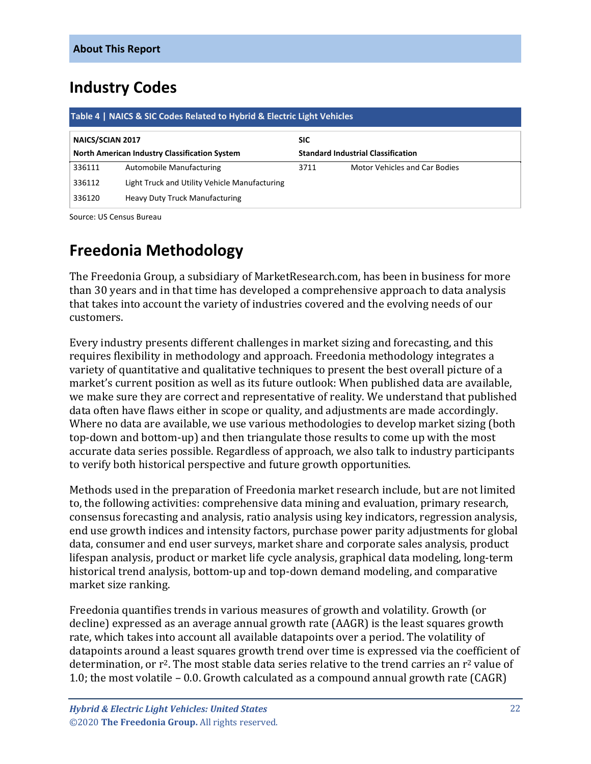## Industry Codes

**Table 4 | NAICS & SIC Codes Related to Hybrid & Electric Light Vehicles**

| NAICS/SCIAN 2017 North American Industry Classification System | | SIC Standard Industrial Classification | |
|---|---|---|---|
| 336111 | Automobile Manufacturing | 3711 | Motor Vehicles and Car Bodies |
| 336112 | Light Truck and Utility Vehicle Manufacturing | | |
| 336120 | Heavy Duty Truck Manufacturing | | |

Source: US Census Bureau

## Freedonia Methodology

The Freedonia Group, a subsidiary of MarketResearch.com, has been in business for more than 30 years and in that time has developed a comprehensive approach to data analysis that takes into account the variety of industries covered and the evolving needs of our customers.

Every industry presents different challenges in market sizing and forecasting, and this requires flexibility in methodology and approach. Freedonia methodology integrates a variety of quantitative and qualitative techniques to present the best overall picture of a market's current position as well as its future outlook: When published data are available, we make sure they are correct and representative of reality. We understand that published data often have flaws either in scope or quality, and adjustments are made accordingly. Where no data are available, we use various methodologies to develop market sizing (both top-down and bottom-up) and then triangulate those results to come up with the most accurate data series possible. Regardless of approach, we also talk to industry participants to verify both historical perspective and future growth opportunities.

Methods used in the preparation of Freedonia market research include, but are not limited to, the following activities: comprehensive data mining and evaluation, primary research, consensus forecasting and analysis, ratio analysis using key indicators, regression analysis, end use growth indices and intensity factors, purchase power parity adjustments for global data, consumer and end user surveys, market share and corporate sales analysis, product lifespan analysis, product or market life cycle analysis, graphical data modeling, long-term historical trend analysis, bottom-up and top-down demand modeling, and comparative market size ranking.

Freedonia quantifies trends in various measures of growth and volatility. Growth (or decline) expressed as an average annual growth rate (AAGR) is the least squares growth rate, which takes into account all available datapoints over a period. The volatility of datapoints around a least squares growth trend over time is expressed via the coefficient of determination, or $r^2$. The most stable data series relative to the trend carries an $r^2$ value of 1.0; the most volatile – 0.0. Growth calculated as a compound annual growth rate (CAGR)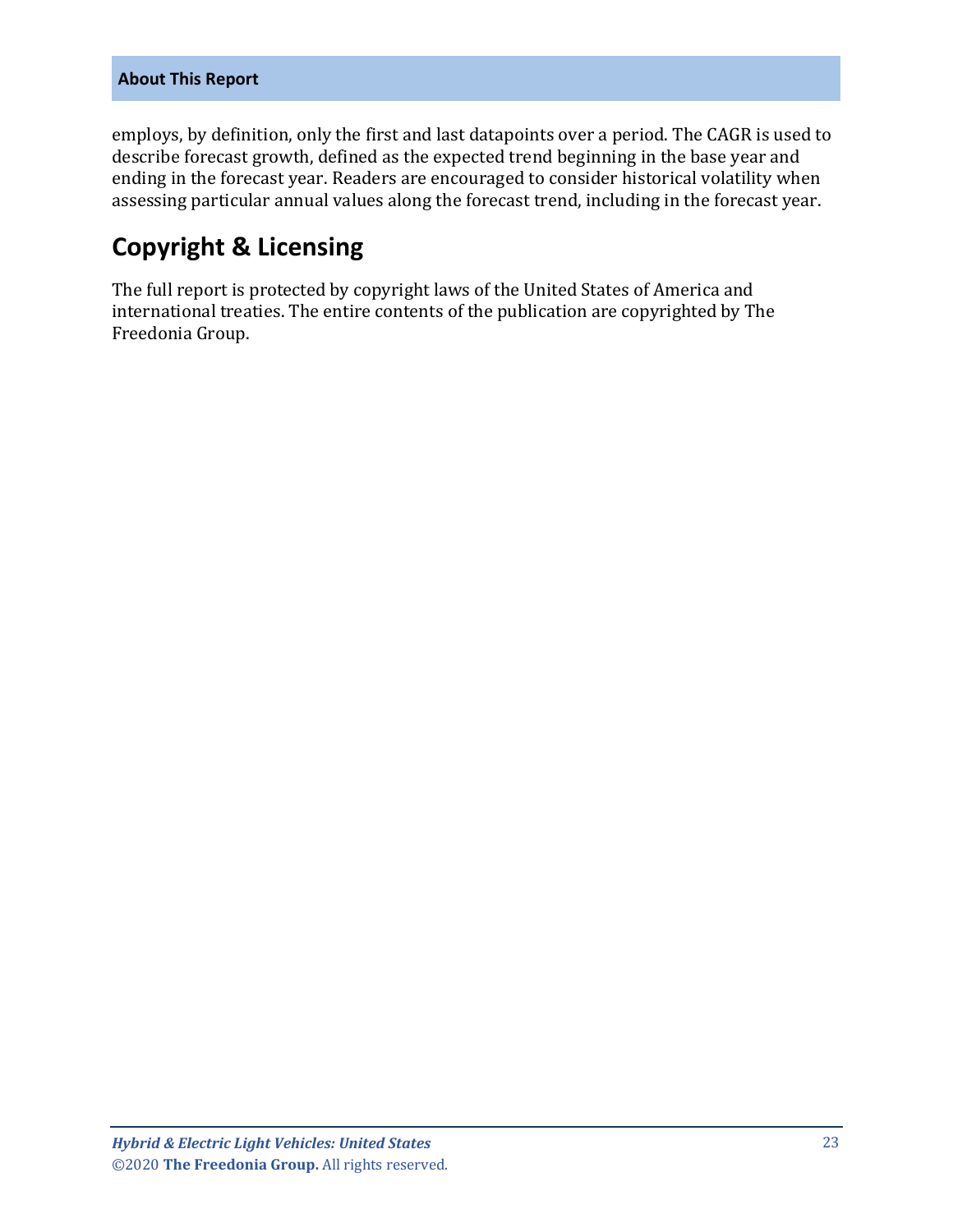employs, by definition, only the first and last datapoints over a period. The CAGR is used to describe forecast growth, defined as the expected trend beginning in the base year and ending in the forecast year. Readers are encouraged to consider historical volatility when assessing particular annual values along the forecast trend, including in the forecast year.

## Copyright & Licensing

The full report is protected by copyright laws of the United States of America and international treaties. The entire contents of the publication are copyrighted by The Freedonia Group.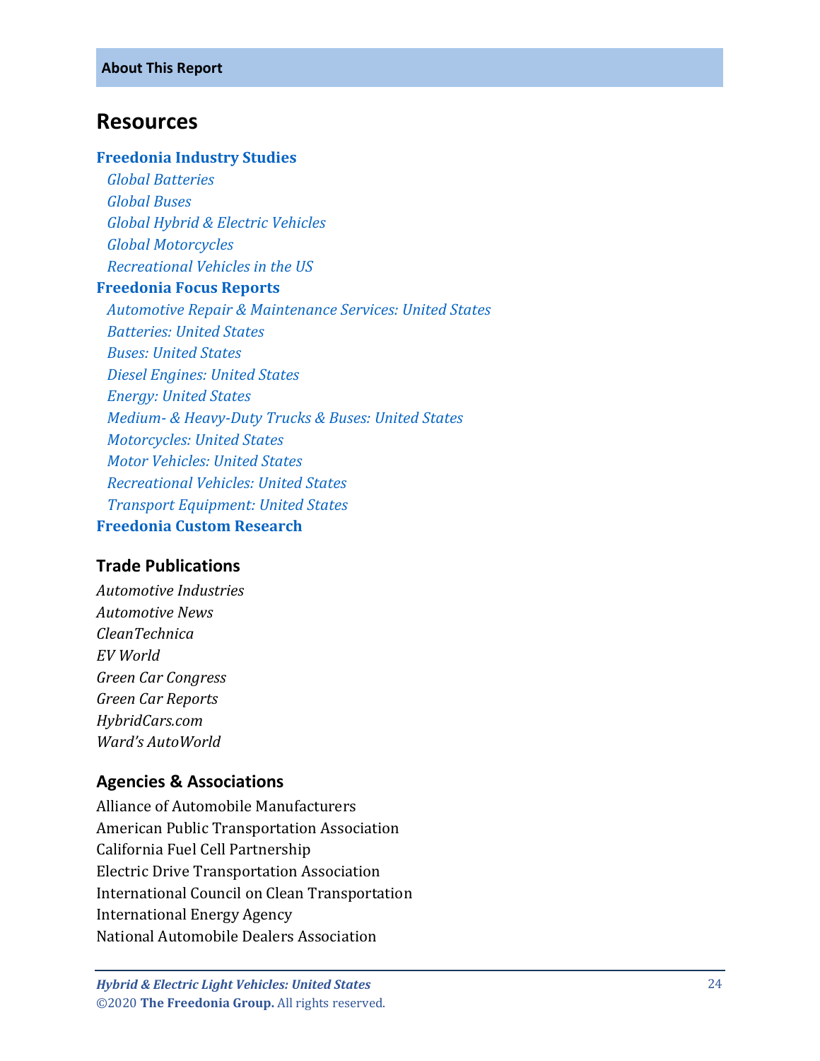## Resources

**Freedonia Industry Studies**

*Global Batteries*
*Global Buses*
*Global Hybrid & Electric Vehicles*
*Global Motorcycles*
*Recreational Vehicles in the US*

**Freedonia Focus Reports**

*Automotive Repair & Maintenance Services: United States*
*Batteries: United States*
*Buses: United States*
*Diesel Engines: United States*
*Energy: United States*
*Medium- & Heavy-Duty Trucks & Buses: United States*
*Motorcycles: United States*
*Motor Vehicles: United States*
*Recreational Vehicles: United States*
*Transport Equipment: United States*

**Freedonia Custom Research**

### Trade Publications

*Automotive Industries*
*Automotive News*
*CleanTechnica*
*EV World*
*Green Car Congress*
*Green Car Reports*
*HybridCars.com*
*Ward's AutoWorld*

### Agencies & Associations

Alliance of Automobile Manufacturers
American Public Transportation Association
California Fuel Cell Partnership
Electric Drive Transportation Association
International Council on Clean Transportation
International Energy Agency
National Automobile Dealers Association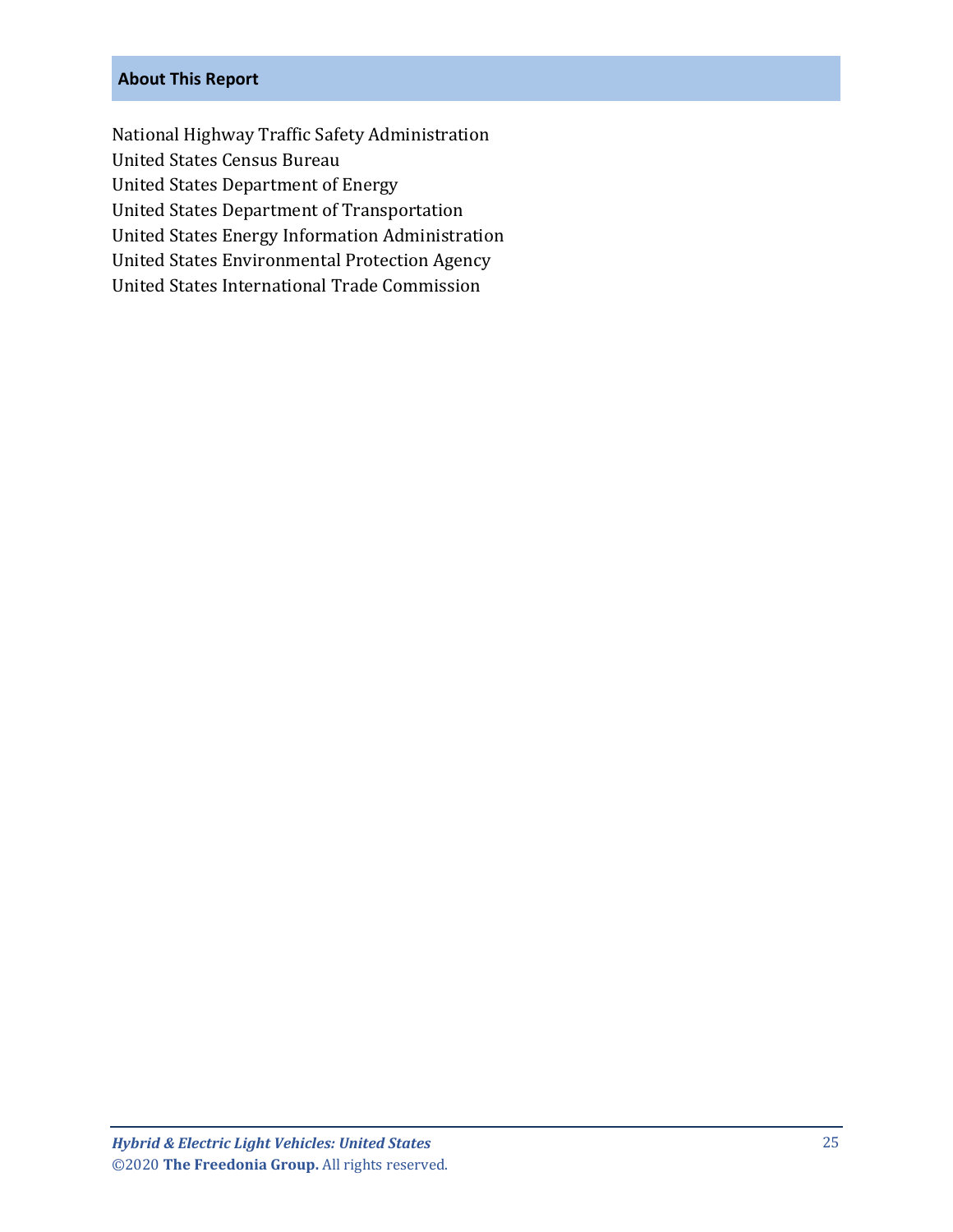## About This Report

National Highway Traffic Safety Administration
United States Census Bureau
United States Department of Energy
United States Department of Transportation
United States Energy Information Administration
United States Environmental Protection Agency
United States International Trade Commission